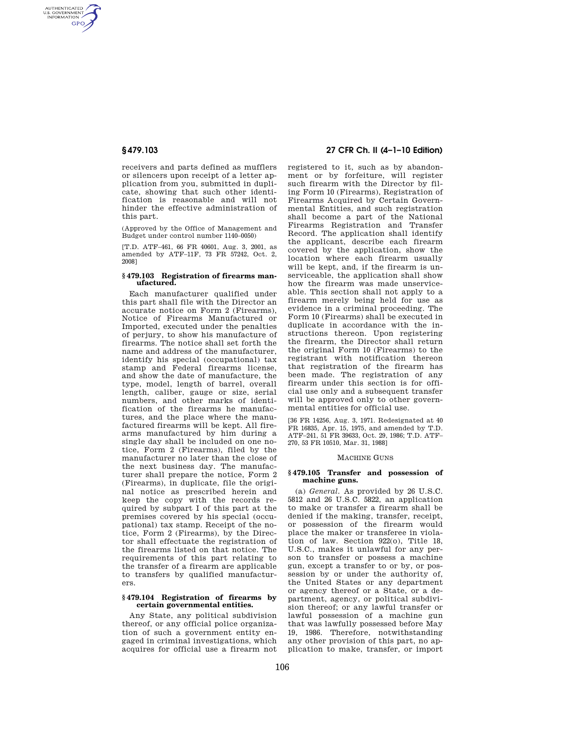receivers and parts defined as mufflers or silencers upon receipt of a letter application from you, submitted in duplicate, showing that such other identification is reasonable and will not hinder the effective administration of this part.

(Approved by the Office of Management and Budget under control number 1140–0050)

[T.D. ATF–461, 66 FR 40601, Aug. 3, 2001, as amended by ATF–11F, 73 FR 57242, Oct. 2, 2008]

### § 479.103 Registration of firearms manufactured.

Each manufacturer qualified under this part shall file with the Director an accurate notice on Form 2 (Firearms), Notice of Firearms Manufactured or Imported, executed under the penalties of perjury, to show his manufacture of firearms. The notice shall set forth the name and address of the manufacturer, identify his special (occupational) tax stamp and Federal firearms license, and show the date of manufacture, the type, model, length of barrel, overall length, caliber, gauge or size, serial numbers, and other marks of identification of the firearms he manufactures, and the place where the manufactured firearms will be kept. All firearms manufactured by him during a single day shall be included on one notice, Form 2 (Firearms), filed by the manufacturer no later than the close of the next business day. The manufacturer shall prepare the notice, Form 2 (Firearms), in duplicate, file the original notice as prescribed herein and keep the copy with the records required by subpart I of this part at the premises covered by his special (occupational) tax stamp. Receipt of the notice, Form 2 (Firearms), by the Director shall effectuate the registration of the firearms listed on that notice. The requirements of this part relating to the transfer of a firearm are applicable to transfers by qualified manufacturers.

### § 479.104 Registration of firearms by certain governmental entities.

Any State, any political subdivision thereof, or any official police organization of such a government entity engaged in criminal investigations, which acquires for official use a firearm not registered to it, such as by abandonment or by forfeiture, will register such firearm with the Director by filing Form 10 (Firearms), Registration of Firearms Acquired by Certain Governmental Entities, and such registration shall become a part of the National Firearms Registration and Transfer Record. The application shall identify the applicant, describe each firearm covered by the application, show the location where each firearm usually will be kept, and, if the firearm is unserviceable, the application shall show how the firearm was made unserviceable. This section shall not apply to a firearm merely being held for use as evidence in a criminal proceeding. The Form 10 (Firearms) shall be executed in duplicate in accordance with the instructions thereon. Upon registering the firearm, the Director shall return the original Form 10 (Firearms) to the registrant with notification thereon that registration of the firearm has been made. The registration of any firearm under this section is for official use only and a subsequent transfer will be approved only to other governmental entities for official use.

[36 FR 14256, Aug. 3, 1971. Redesignated at 40 FR 16835, Apr. 15, 1975, and amended by T.D. ATF–241, 51 FR 39633, Oct. 29, 1986; T.D. ATF–270, 53 FR 10510, Mar. 31, 1988]

## MACHINE GUNS

### § 479.105 Transfer and possession of machine guns.

(a) *General.* As provided by 26 U.S.C. 5812 and 26 U.S.C. 5822, an application to make or transfer a firearm shall be denied if the making, transfer, receipt, or possession of the firearm would place the maker or transferee in violation of law. Section 922(o), Title 18, U.S.C., makes it unlawful for any person to transfer or possess a machine gun, except a transfer to or by, or possession by or under the authority of, the United States or any department or agency thereof or a State, or a department, agency, or political subdivision thereof; or any lawful transfer or lawful possession of a machine gun that was lawfully possessed before May 19, 1986. Therefore, notwithstanding any other provision of this part, no application to make, transfer, or import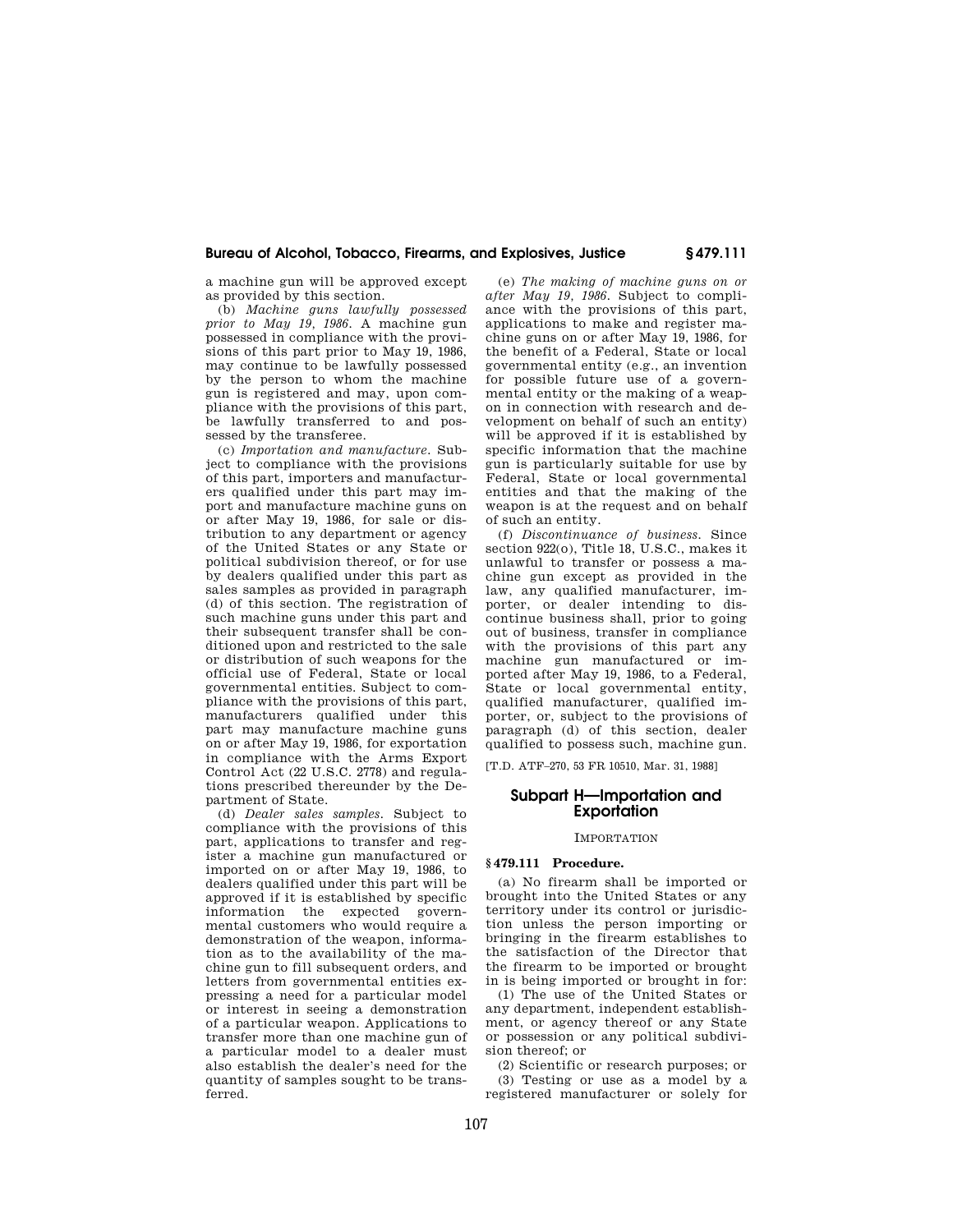a machine gun will be approved except as provided by this section.

(b) *Machine guns lawfully possessed prior to May 19, 1986.* A machine gun possessed in compliance with the provisions of this part prior to May 19, 1986, may continue to be lawfully possessed by the person to whom the machine gun is registered and may, upon compliance with the provisions of this part, be lawfully transferred to and possessed by the transferee.

(c) *Importation and manufacture.* Subject to compliance with the provisions of this part, importers and manufacturers qualified under this part may import and manufacture machine guns on or after May 19, 1986, for sale or distribution to any department or agency of the United States or any State or political subdivision thereof, or for use by dealers qualified under this part as sales samples as provided in paragraph (d) of this section. The registration of such machine guns under this part and their subsequent transfer shall be conditioned upon and restricted to the sale or distribution of such weapons for the official use of Federal, State or local governmental entities. Subject to compliance with the provisions of this part, manufacturers qualified under this part may manufacture machine guns on or after May 19, 1986, for exportation in compliance with the Arms Export Control Act (22 U.S.C. 2778) and regulations prescribed thereunder by the Department of State.

(d) *Dealer sales samples.* Subject to compliance with the provisions of this part, applications to transfer and register a machine gun manufactured or imported on or after May 19, 1986, to dealers qualified under this part will be approved if it is established by specific information the expected governmental customers who would require a demonstration of the weapon, information as to the availability of the machine gun to fill subsequent orders, and letters from governmental entities expressing a need for a particular model or interest in seeing a demonstration of a particular weapon. Applications to transfer more than one machine gun of a particular model to a dealer must also establish the dealer's need for the quantity of samples sought to be transferred.

(e) *The making of machine guns on or after May 19, 1986.* Subject to compliance with the provisions of this part, applications to make and register machine guns on or after May 19, 1986, for the benefit of a Federal, State or local governmental entity (e.g., an invention for possible future use of a governmental entity or the making of a weapon in connection with research and development on behalf of such an entity) will be approved if it is established by specific information that the machine gun is particularly suitable for use by Federal, State or local governmental entities and that the making of the weapon is at the request and on behalf of such an entity.

(f) *Discontinuance of business.* Since section 922(o), Title 18, U.S.C., makes it unlawful to transfer or possess a machine gun except as provided in the law, any qualified manufacturer, importer, or dealer intending to discontinue business shall, prior to going out of business, transfer in compliance with the provisions of this part any machine gun manufactured or imported after May 19, 1986, to a Federal, State or local governmental entity, qualified manufacturer, qualified importer, or, subject to the provisions of paragraph (d) of this section, dealer qualified to possess such, machine gun.

[T.D. ATF–270, 53 FR 10510, Mar. 31, 1988]

## Subpart H—Importation and Exportation

IMPORTATION

### § 479.111 Procedure.

(a) No firearm shall be imported or brought into the United States or any territory under its control or jurisdiction unless the person importing or bringing in the firearm establishes to the satisfaction of the Director that the firearm to be imported or brought in is being imported or brought in for:

(1) The use of the United States or any department, independent establishment, or agency thereof or any State or possession or any political subdivision thereof; or

(2) Scientific or research purposes; or

(3) Testing or use as a model by a registered manufacturer or solely for